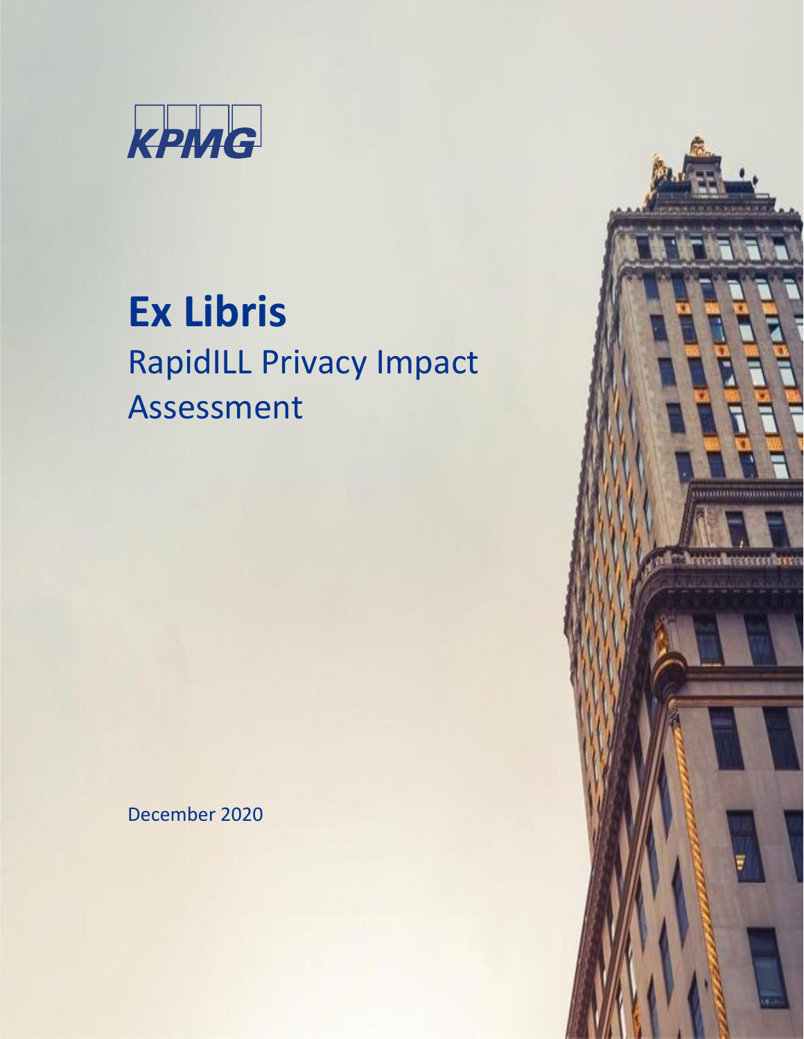KPMG

# Ex Libris

## RapidILL Privacy Impact Assessment

December 2020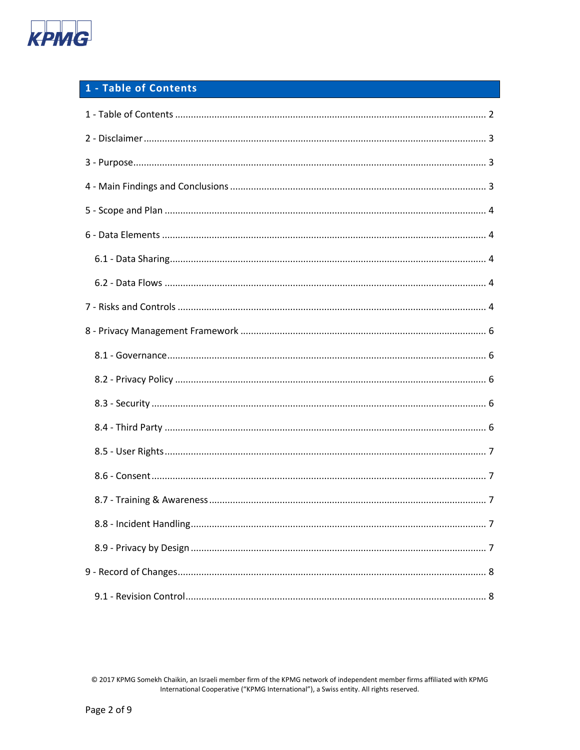# 1 - Table of Contents

1 - Table of Contents ..................................................................................................................... 2

2 - Disclaimer ................................................................................................................................ 3

3 - Purpose .................................................................................................................................... 3

4 - Main Findings and Conclusions ................................................................................................ 3

5 - Scope and Plan ........................................................................................................................ 4

6 - Data Elements .......................................................................................................................... 4

- 6.1 - Data Sharing ...................................................................................................................... 4
- 6.2 - Data Flows ......................................................................................................................... 4

7 - Risks and Controls .................................................................................................................... 4

8 - Privacy Management Framework ............................................................................................ 6

- 8.1 - Governance ........................................................................................................................ 6
- 8.2 - Privacy Policy ..................................................................................................................... 6
- 8.3 - Security .............................................................................................................................. 6
- 8.4 - Third Party ......................................................................................................................... 6
- 8.5 - User Rights ......................................................................................................................... 7
- 8.6 - Consent .............................................................................................................................. 7
- 8.7 - Training & Awareness ........................................................................................................ 7
- 8.8 - Incident Handling ............................................................................................................... 7
- 8.9 - Privacy by Design ............................................................................................................... 7

9 - Record of Changes .................................................................................................................... 8

- 9.1 - Revision Control ................................................................................................................. 8

© 2017 KPMG Somekh Chaikin, an Israeli member firm of the KPMG network of independent member firms affiliated with KPMG International Cooperative ("KPMG International"), a Swiss entity. All rights reserved.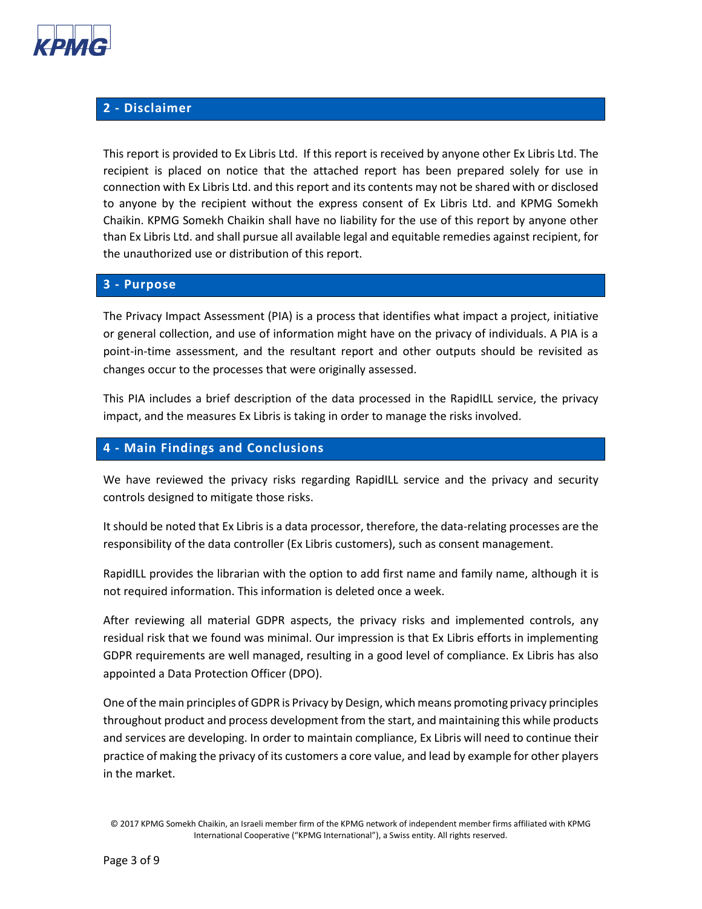## 2 - Disclaimer

This report is provided to Ex Libris Ltd. If this report is received by anyone other Ex Libris Ltd. The recipient is placed on notice that the attached report has been prepared solely for use in connection with Ex Libris Ltd. and this report and its contents may not be shared with or disclosed to anyone by the recipient without the express consent of Ex Libris Ltd. and KPMG Somekh Chaikin. KPMG Somekh Chaikin shall have no liability for the use of this report by anyone other than Ex Libris Ltd. and shall pursue all available legal and equitable remedies against recipient, for the unauthorized use or distribution of this report.

## 3 - Purpose

The Privacy Impact Assessment (PIA) is a process that identifies what impact a project, initiative or general collection, and use of information might have on the privacy of individuals. A PIA is a point-in-time assessment, and the resultant report and other outputs should be revisited as changes occur to the processes that were originally assessed.

This PIA includes a brief description of the data processed in the RapidILL service, the privacy impact, and the measures Ex Libris is taking in order to manage the risks involved.

## 4 - Main Findings and Conclusions

We have reviewed the privacy risks regarding RapidILL service and the privacy and security controls designed to mitigate those risks.

It should be noted that Ex Libris is a data processor, therefore, the data-relating processes are the responsibility of the data controller (Ex Libris customers), such as consent management.

RapidILL provides the librarian with the option to add first name and family name, although it is not required information. This information is deleted once a week.

After reviewing all material GDPR aspects, the privacy risks and implemented controls, any residual risk that we found was minimal. Our impression is that Ex Libris efforts in implementing GDPR requirements are well managed, resulting in a good level of compliance. Ex Libris has also appointed a Data Protection Officer (DPO).

One of the main principles of GDPR is Privacy by Design, which means promoting privacy principles throughout product and process development from the start, and maintaining this while products and services are developing. In order to maintain compliance, Ex Libris will need to continue their practice of making the privacy of its customers a core value, and lead by example for other players in the market.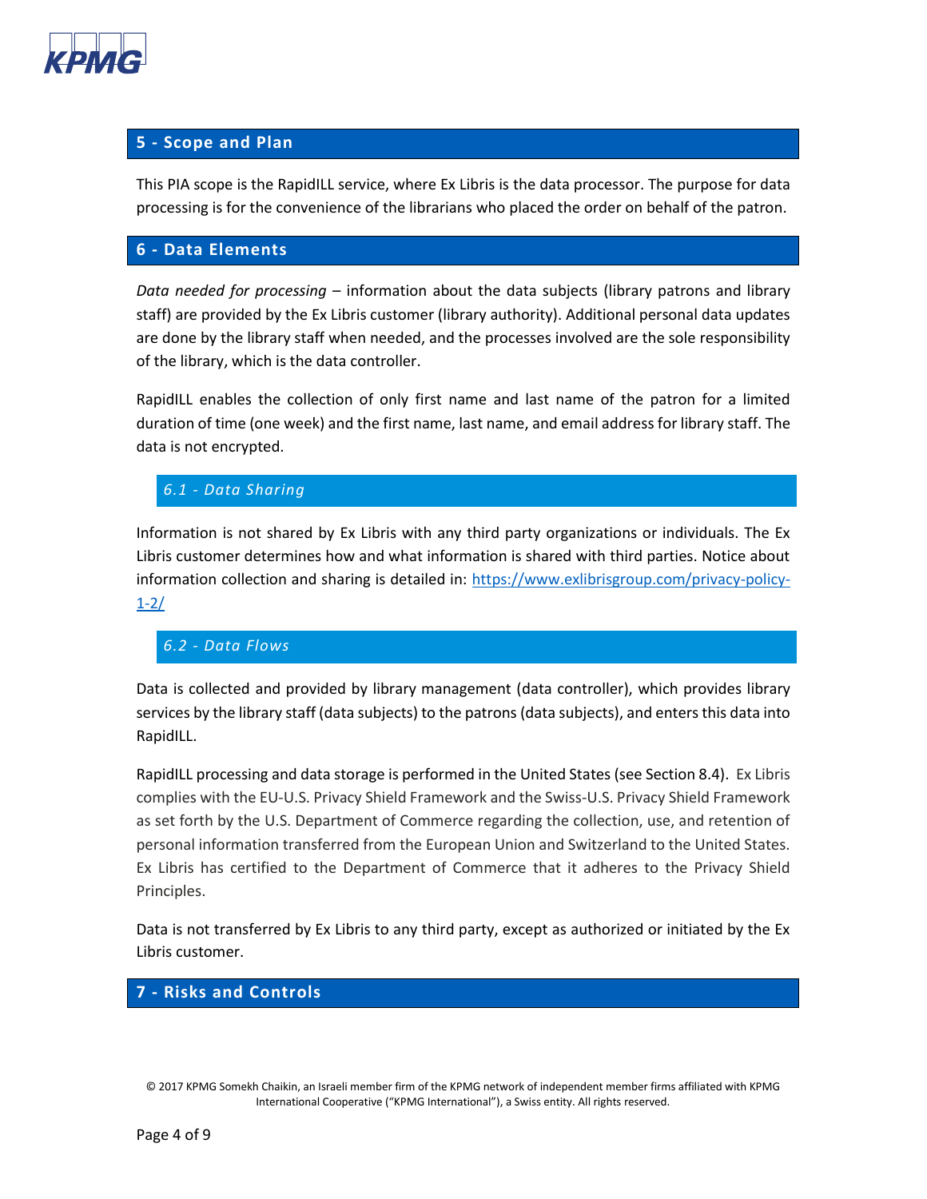## 5 - Scope and Plan

This PIA scope is the RapidILL service, where Ex Libris is the data processor. The purpose for data processing is for the convenience of the librarians who placed the order on behalf of the patron.

## 6 - Data Elements

*Data needed for processing* – information about the data subjects (library patrons and library staff) are provided by the Ex Libris customer (library authority). Additional personal data updates are done by the library staff when needed, and the processes involved are the sole responsibility of the library, which is the data controller.

RapidILL enables the collection of only first name and last name of the patron for a limited duration of time (one week) and the first name, last name, and email address for library staff. The data is not encrypted.

### *6.1 - Data Sharing*

Information is not shared by Ex Libris with any third party organizations or individuals. The Ex Libris customer determines how and what information is shared with third parties. Notice about information collection and sharing is detailed in: [https://www.exlibrisgroup.com/privacy-policy-1-2/](https://www.exlibrisgroup.com/privacy-policy-1-2/)

### *6.2 - Data Flows*

Data is collected and provided by library management (data controller), which provides library services by the library staff (data subjects) to the patrons (data subjects), and enters this data into RapidILL.

RapidILL processing and data storage is performed in the United States (see Section 8.4). Ex Libris complies with the EU-U.S. Privacy Shield Framework and the Swiss-U.S. Privacy Shield Framework as set forth by the U.S. Department of Commerce regarding the collection, use, and retention of personal information transferred from the European Union and Switzerland to the United States. Ex Libris has certified to the Department of Commerce that it adheres to the Privacy Shield Principles.

Data is not transferred by Ex Libris to any third party, except as authorized or initiated by the Ex Libris customer.

## 7 - Risks and Controls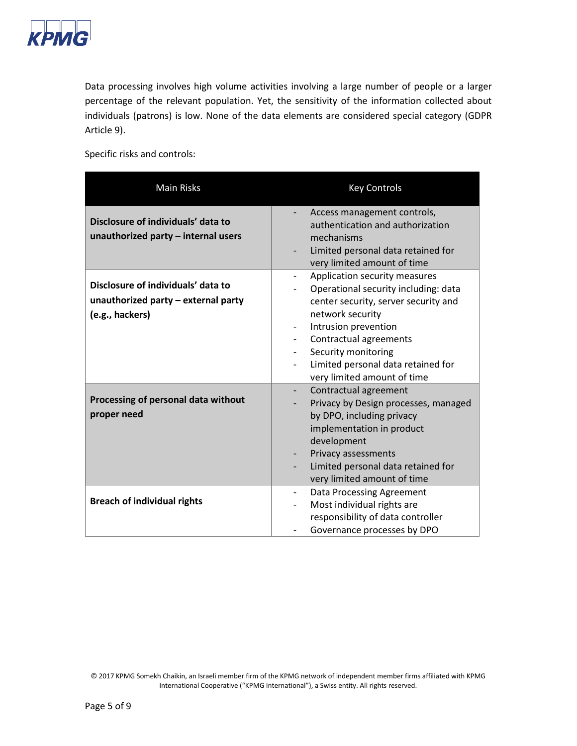Data processing involves high volume activities involving a large number of people or a larger percentage of the relevant population. Yet, the sensitivity of the information collected about individuals (patrons) is low. None of the data elements are considered special category (GDPR Article 9).

Specific risks and controls:

| Main Risks | Key Controls |
|---|---|
| **Disclosure of individuals' data to unauthorized party – internal users** | - Access management controls, authentication and authorization mechanisms<br>- Limited personal data retained for very limited amount of time |
| **Disclosure of individuals' data to unauthorized party – external party (e.g., hackers)** | - Application security measures<br>- Operational security including: data center security, server security and network security<br>- Intrusion prevention<br>- Contractual agreements<br>- Security monitoring<br>- Limited personal data retained for very limited amount of time |
| **Processing of personal data without proper need** | - Contractual agreement<br>- Privacy by Design processes, managed by DPO, including privacy implementation in product development<br>- Privacy assessments<br>- Limited personal data retained for very limited amount of time |
| **Breach of individual rights** | - Data Processing Agreement<br>- Most individual rights are responsibility of data controller<br>- Governance processes by DPO |

© 2017 KPMG Somekh Chaikin, an Israeli member firm of the KPMG network of independent member firms affiliated with KPMG International Cooperative ("KPMG International"), a Swiss entity. All rights reserved.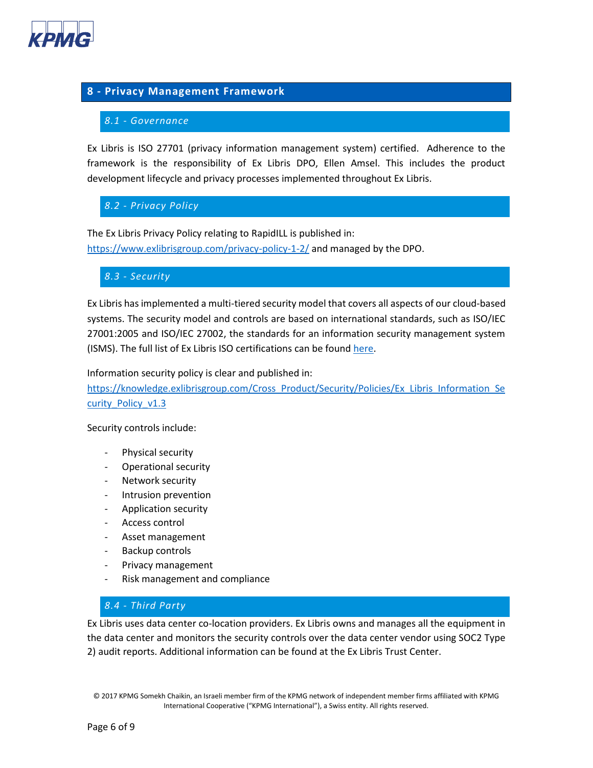## 8 - Privacy Management Framework

### 8.1 - Governance

Ex Libris is ISO 27701 (privacy information management system) certified. Adherence to the framework is the responsibility of Ex Libris DPO, Ellen Amsel. This includes the product development lifecycle and privacy processes implemented throughout Ex Libris.

### 8.2 - Privacy Policy

The Ex Libris Privacy Policy relating to RapidILL is published in:
https://www.exlibrisgroup.com/privacy-policy-1-2/ and managed by the DPO.

### 8.3 - Security

Ex Libris has implemented a multi-tiered security model that covers all aspects of our cloud-based systems. The security model and controls are based on international standards, such as ISO/IEC 27001:2005 and ISO/IEC 27002, the standards for an information security management system (ISMS). The full list of Ex Libris ISO certifications can be found here.

Information security policy is clear and published in:
https://knowledge.exlibrisgroup.com/Cross_Product/Security/Policies/Ex_Libris_Information_Security_Policy_v1.3

Security controls include:

- Physical security
- Operational security
- Network security
- Intrusion prevention
- Application security
- Access control
- Asset management
- Backup controls
- Privacy management
- Risk management and compliance

### 8.4 - Third Party

Ex Libris uses data center co-location providers. Ex Libris owns and manages all the equipment in the data center and monitors the security controls over the data center vendor using SOC2 Type 2) audit reports. Additional information can be found at the Ex Libris Trust Center.

© 2017 KPMG Somekh Chaikin, an Israeli member firm of the KPMG network of independent member firms affiliated with KPMG International Cooperative ("KPMG International"), a Swiss entity. All rights reserved.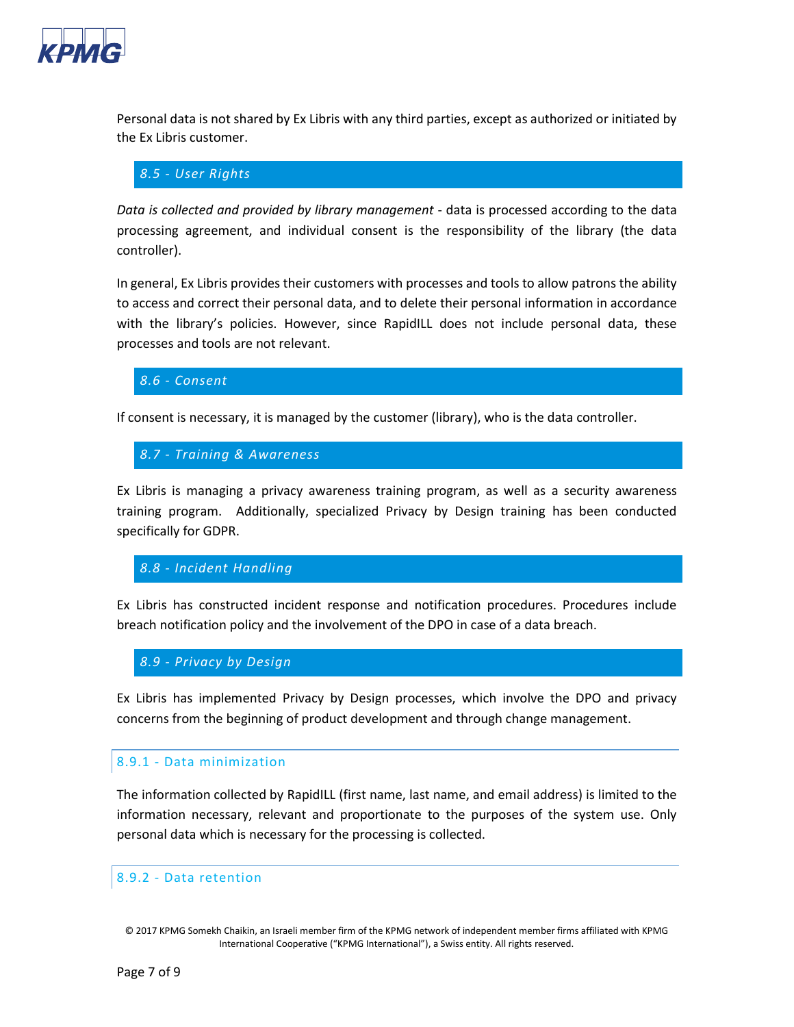Personal data is not shared by Ex Libris with any third parties, except as authorized or initiated by the Ex Libris customer.

## *8.5 - User Rights*

*Data is collected and provided by library management* - data is processed according to the data processing agreement, and individual consent is the responsibility of the library (the data controller).

In general, Ex Libris provides their customers with processes and tools to allow patrons the ability to access and correct their personal data, and to delete their personal information in accordance with the library's policies. However, since RapidILL does not include personal data, these processes and tools are not relevant.

## *8.6 - Consent*

If consent is necessary, it is managed by the customer (library), who is the data controller.

## *8.7 - Training & Awareness*

Ex Libris is managing a privacy awareness training program, as well as a security awareness training program. Additionally, specialized Privacy by Design training has been conducted specifically for GDPR.

## *8.8 - Incident Handling*

Ex Libris has constructed incident response and notification procedures. Procedures include breach notification policy and the involvement of the DPO in case of a data breach.

## *8.9 - Privacy by Design*

Ex Libris has implemented Privacy by Design processes, which involve the DPO and privacy concerns from the beginning of product development and through change management.

### 8.9.1 - Data minimization

The information collected by RapidILL (first name, last name, and email address) is limited to the information necessary, relevant and proportionate to the purposes of the system use. Only personal data which is necessary for the processing is collected.

### 8.9.2 - Data retention

© 2017 KPMG Somekh Chaikin, an Israeli member firm of the KPMG network of independent member firms affiliated with KPMG International Cooperative ("KPMG International"), a Swiss entity. All rights reserved.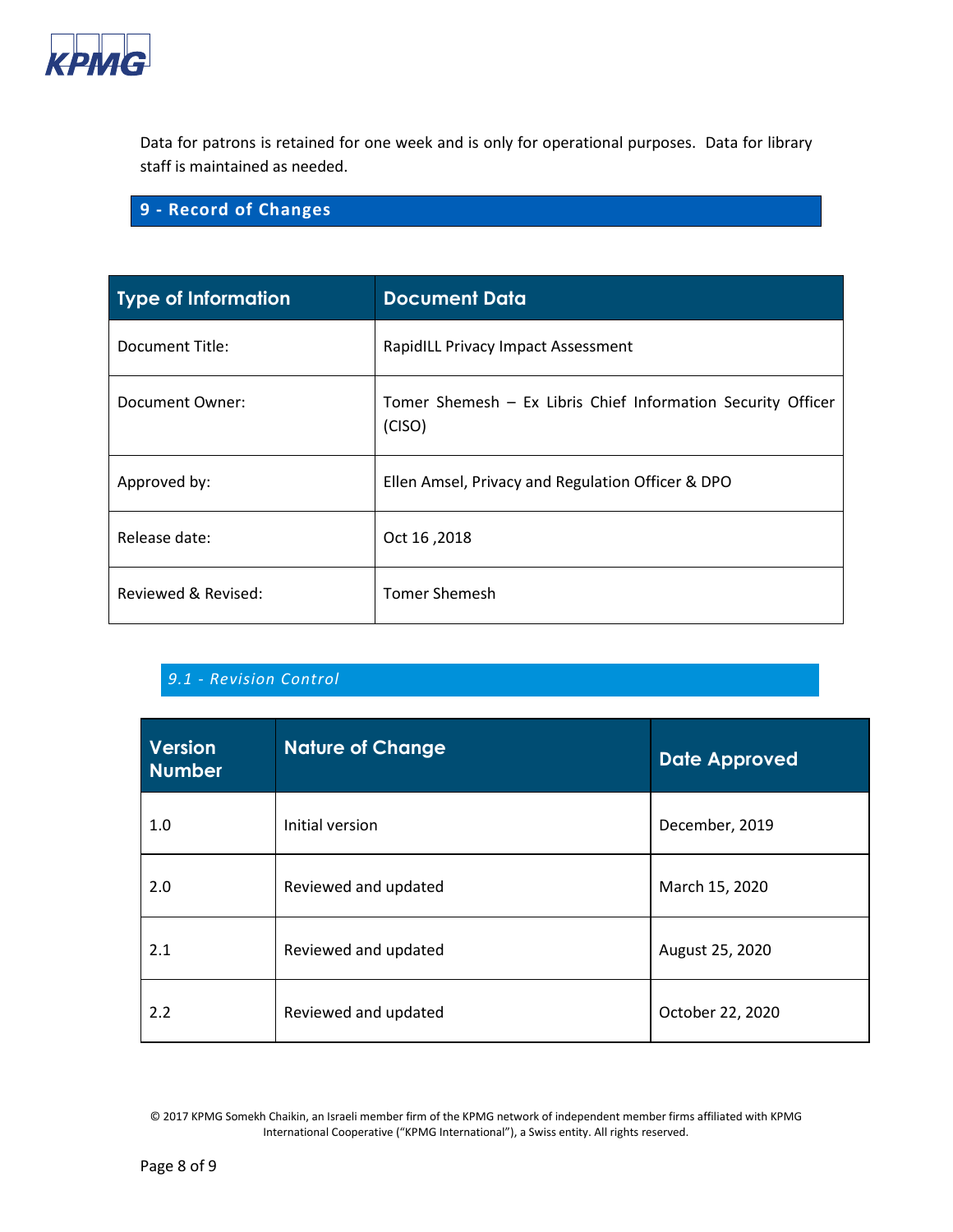Data for patrons is retained for one week and is only for operational purposes. Data for library staff is maintained as needed.

## 9 - Record of Changes

| Type of Information | Document Data |
| --- | --- |
| Document Title: | RapidILL Privacy Impact Assessment |
| Document Owner: | Tomer Shemesh – Ex Libris Chief Information Security Officer (CISO) |
| Approved by: | Ellen Amsel, Privacy and Regulation Officer & DPO |
| Release date: | Oct 16 ,2018 |
| Reviewed & Revised: | Tomer Shemesh |

### *9.1 - Revision Control*

| Version Number | Nature of Change | Date Approved |
| --- | --- | --- |
| 1.0 | Initial version | December, 2019 |
| 2.0 | Reviewed and updated | March 15, 2020 |
| 2.1 | Reviewed and updated | August 25, 2020 |
| 2.2 | Reviewed and updated | October 22, 2020 |

© 2017 KPMG Somekh Chaikin, an Israeli member firm of the KPMG network of independent member firms affiliated with KPMG International Cooperative ("KPMG International"), a Swiss entity. All rights reserved.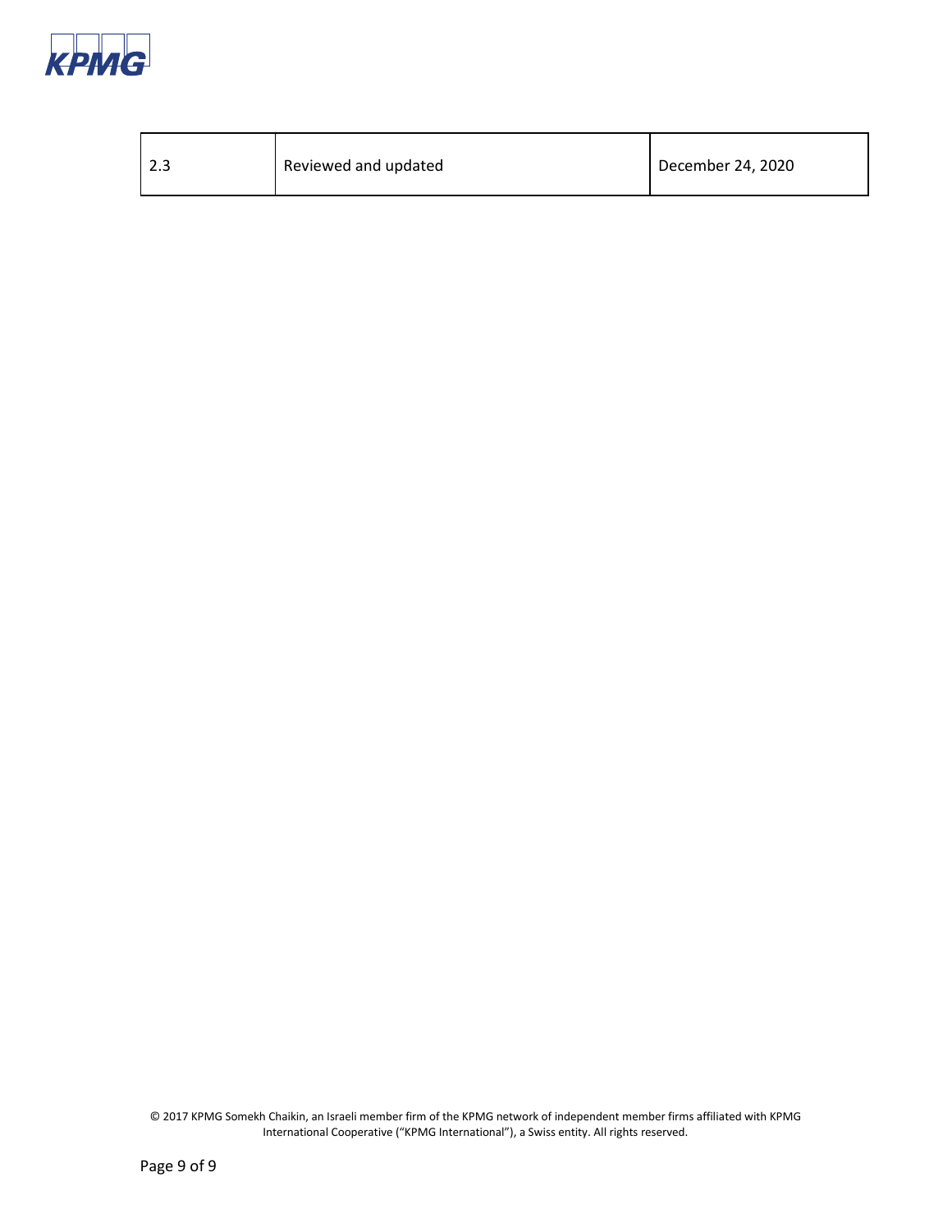| | | |
|---|---|---|
| 2.3 | Reviewed and updated | December 24, 2020 |